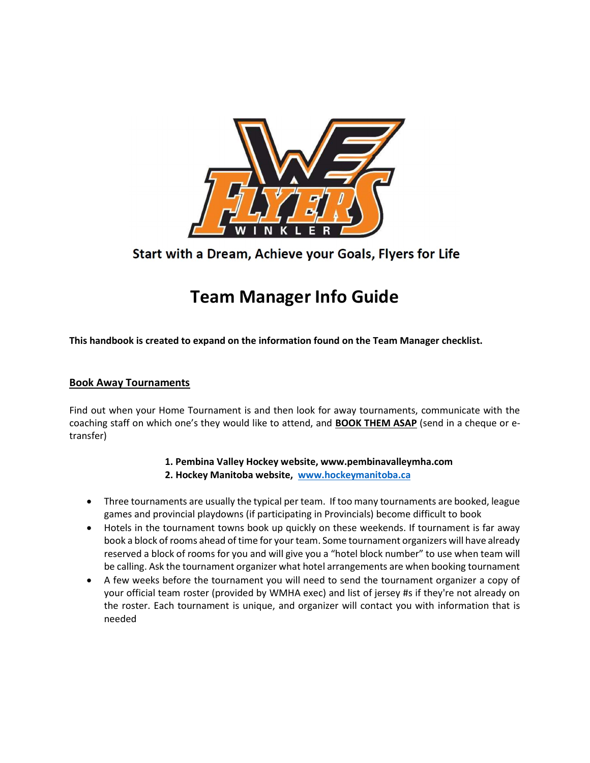Start with a Dream, Achieve your Goals, Flyers for Life

# Team Manager Info Guide

**This handbook is created to expand on the information found on the Team Manager checklist.**

## Book Away Tournaments

Find out when your Home Tournament is and then look for away tournaments, communicate with the coaching staff on which one's they would like to attend, and **BOOK THEM ASAP** (send in a cheque or e-transfer)

1. **Pembina Valley Hockey website, www.pembinavalleymha.com**
2. **Hockey Manitoba website, [www.hockeymanitoba.ca](http://www.hockeymanitoba.ca)**

- Three tournaments are usually the typical per team. If too many tournaments are booked, league games and provincial playdowns (if participating in Provincials) become difficult to book
- Hotels in the tournament towns book up quickly on these weekends. If tournament is far away book a block of rooms ahead of time for your team. Some tournament organizers will have already reserved a block of rooms for you and will give you a "hotel block number" to use when team will be calling. Ask the tournament organizer what hotel arrangements are when booking tournament
- A few weeks before the tournament you will need to send the tournament organizer a copy of your official team roster (provided by WMHA exec) and list of jersey #s if they're not already on the roster. Each tournament is unique, and organizer will contact you with information that is needed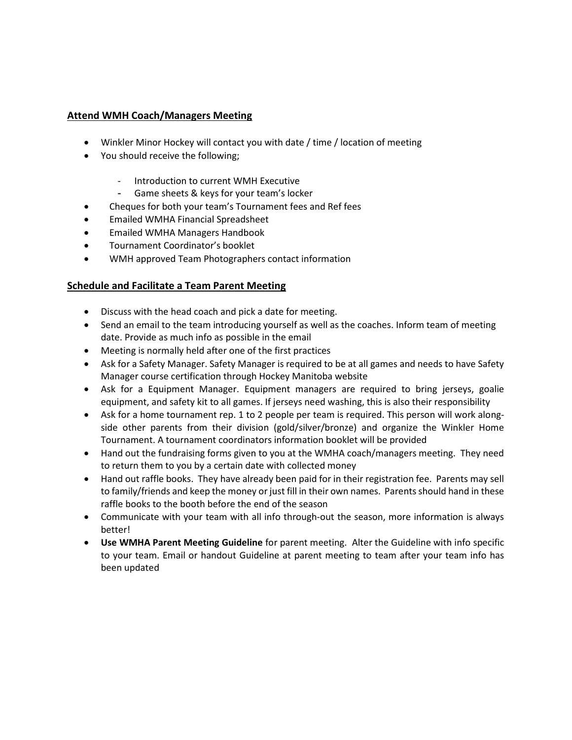## Attend WMH Coach/Managers Meeting

- Winkler Minor Hockey will contact you with date / time / location of meeting
- You should receive the following;
    - Introduction to current WMH Executive
    - Game sheets & keys for your team's locker
- Cheques for both your team's Tournament fees and Ref fees
- Emailed WMHA Financial Spreadsheet
- Emailed WMHA Managers Handbook
- Tournament Coordinator's booklet
- WMH approved Team Photographers contact information

## Schedule and Facilitate a Team Parent Meeting

- Discuss with the head coach and pick a date for meeting.
- Send an email to the team introducing yourself as well as the coaches. Inform team of meeting date. Provide as much info as possible in the email
- Meeting is normally held after one of the first practices
- Ask for a Safety Manager. Safety Manager is required to be at all games and needs to have Safety Manager course certification through Hockey Manitoba website
- Ask for a Equipment Manager. Equipment managers are required to bring jerseys, goalie equipment, and safety kit to all games. If jerseys need washing, this is also their responsibility
- Ask for a home tournament rep. 1 to 2 people per team is required. This person will work along-side other parents from their division (gold/silver/bronze) and organize the Winkler Home Tournament. A tournament coordinators information booklet will be provided
- Hand out the fundraising forms given to you at the WMHA coach/managers meeting. They need to return them to you by a certain date with collected money
- Hand out raffle books. They have already been paid for in their registration fee. Parents may sell to family/friends and keep the money or just fill in their own names. Parents should hand in these raffle books to the booth before the end of the season
- Communicate with your team with all info through-out the season, more information is always better!
- **Use WMHA Parent Meeting Guideline** for parent meeting. Alter the Guideline with info specific to your team. Email or handout Guideline at parent meeting to team after your team info has been updated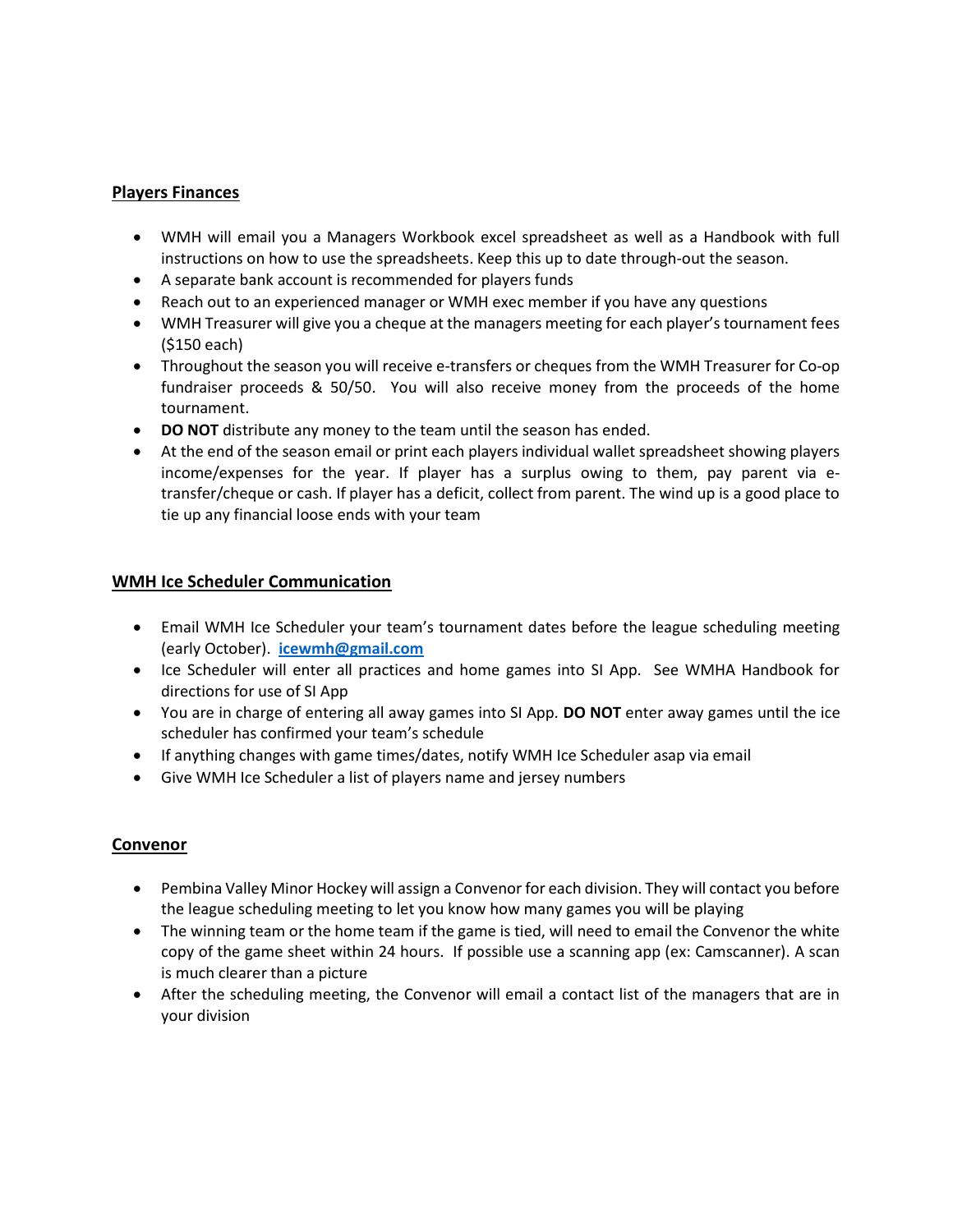## Players Finances

- WMH will email you a Managers Workbook excel spreadsheet as well as a Handbook with full instructions on how to use the spreadsheets. Keep this up to date through-out the season.
- A separate bank account is recommended for players funds
- Reach out to an experienced manager or WMH exec member if you have any questions
- WMH Treasurer will give you a cheque at the managers meeting for each player's tournament fees ($150 each)
- Throughout the season you will receive e-transfers or cheques from the WMH Treasurer for Co-op fundraiser proceeds & 50/50. You will also receive money from the proceeds of the home tournament.
- **DO NOT** distribute any money to the team until the season has ended.
- At the end of the season email or print each players individual wallet spreadsheet showing players income/expenses for the year. If player has a surplus owing to them, pay parent via e-transfer/cheque or cash. If player has a deficit, collect from parent. The wind up is a good place to tie up any financial loose ends with your team

## WMH Ice Scheduler Communication

- Email WMH Ice Scheduler your team's tournament dates before the league scheduling meeting (early October). **icewmh@gmail.com**
- Ice Scheduler will enter all practices and home games into SI App. See WMHA Handbook for directions for use of SI App
- You are in charge of entering all away games into SI App. **DO NOT** enter away games until the ice scheduler has confirmed your team's schedule
- If anything changes with game times/dates, notify WMH Ice Scheduler asap via email
- Give WMH Ice Scheduler a list of players name and jersey numbers

## Convenor

- Pembina Valley Minor Hockey will assign a Convenor for each division. They will contact you before the league scheduling meeting to let you know how many games you will be playing
- The winning team or the home team if the game is tied, will need to email the Convenor the white copy of the game sheet within 24 hours. If possible use a scanning app (ex: Camscanner). A scan is much clearer than a picture
- After the scheduling meeting, the Convenor will email a contact list of the managers that are in your division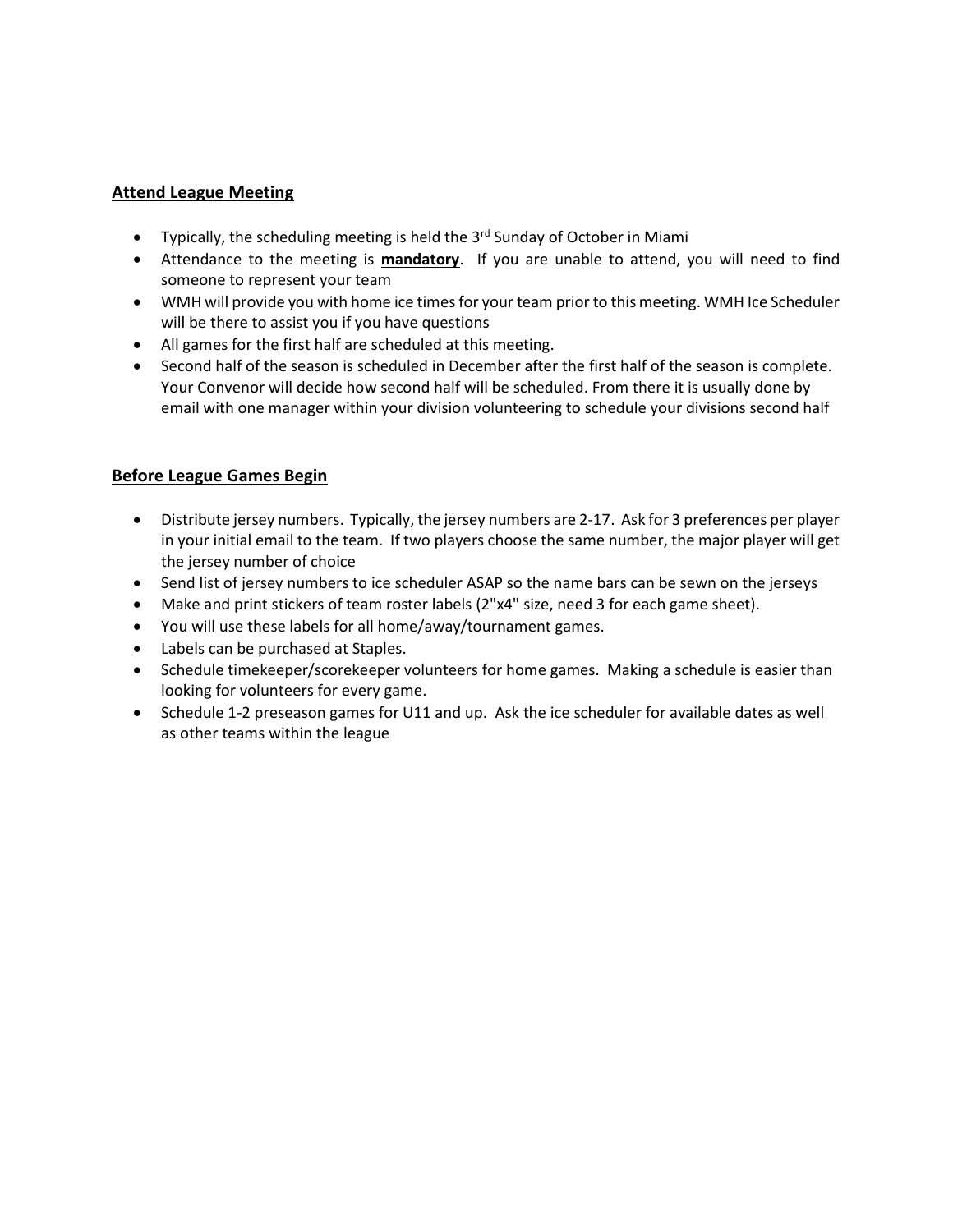## Attend League Meeting

- Typically, the scheduling meeting is held the 3rd Sunday of October in Miami
- Attendance to the meeting is **mandatory**. If you are unable to attend, you will need to find someone to represent your team
- WMH will provide you with home ice times for your team prior to this meeting. WMH Ice Scheduler will be there to assist you if you have questions
- All games for the first half are scheduled at this meeting.
- Second half of the season is scheduled in December after the first half of the season is complete. Your Convenor will decide how second half will be scheduled. From there it is usually done by email with one manager within your division volunteering to schedule your divisions second half

## Before League Games Begin

- Distribute jersey numbers. Typically, the jersey numbers are 2-17. Ask for 3 preferences per player in your initial email to the team. If two players choose the same number, the major player will get the jersey number of choice
- Send list of jersey numbers to ice scheduler ASAP so the name bars can be sewn on the jerseys
- Make and print stickers of team roster labels (2"x4" size, need 3 for each game sheet).
- You will use these labels for all home/away/tournament games.
- Labels can be purchased at Staples.
- Schedule timekeeper/scorekeeper volunteers for home games. Making a schedule is easier than looking for volunteers for every game.
- Schedule 1-2 preseason games for U11 and up. Ask the ice scheduler for available dates as well as other teams within the league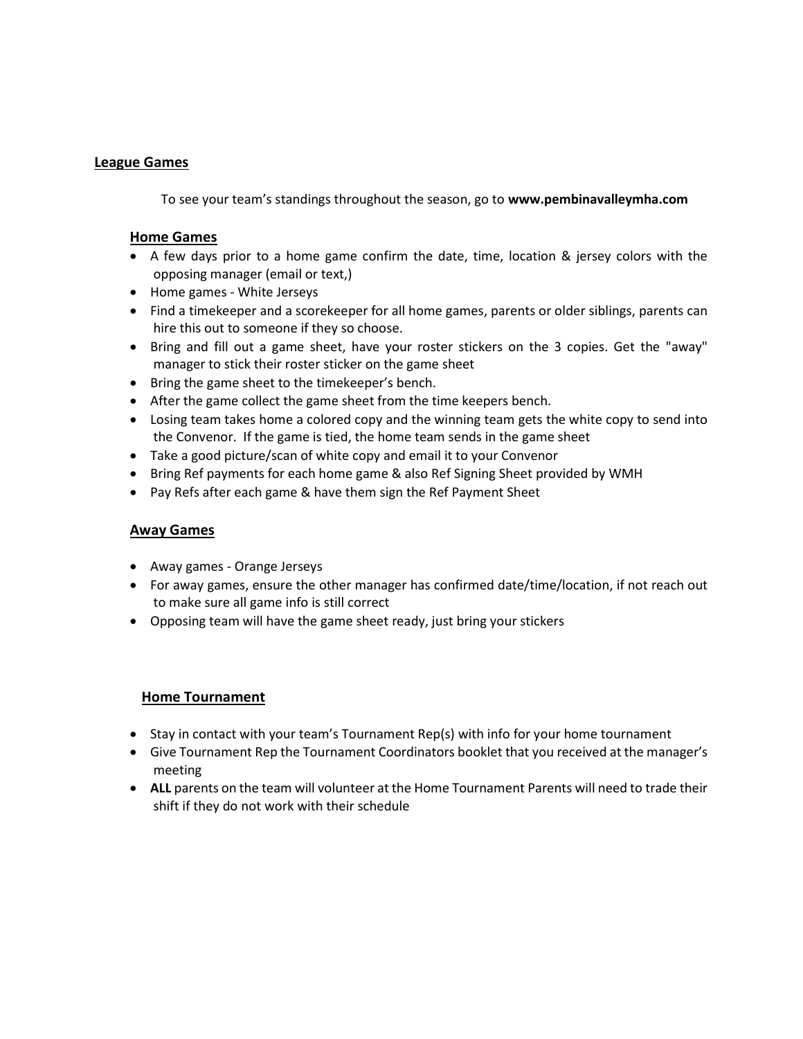## League Games

To see your team's standings throughout the season, go to **www.pembinavalleymha.com**

### Home Games

- A few days prior to a home game confirm the date, time, location & jersey colors with the opposing manager (email or text,)
- Home games - White Jerseys
- Find a timekeeper and a scorekeeper for all home games, parents or older siblings, parents can hire this out to someone if they so choose.
- Bring and fill out a game sheet, have your roster stickers on the 3 copies. Get the "away" manager to stick their roster sticker on the game sheet
- Bring the game sheet to the timekeeper's bench.
- After the game collect the game sheet from the time keepers bench.
- Losing team takes home a colored copy and the winning team gets the white copy to send into the Convenor. If the game is tied, the home team sends in the game sheet
- Take a good picture/scan of white copy and email it to your Convenor
- Bring Ref payments for each home game & also Ref Signing Sheet provided by WMH
- Pay Refs after each game & have them sign the Ref Payment Sheet

### Away Games

- Away games - Orange Jerseys
- For away games, ensure the other manager has confirmed date/time/location, if not reach out to make sure all game info is still correct
- Opposing team will have the game sheet ready, just bring your stickers

### Home Tournament

- Stay in contact with your team's Tournament Rep(s) with info for your home tournament
- Give Tournament Rep the Tournament Coordinators booklet that you received at the manager's meeting
- **ALL** parents on the team will volunteer at the Home Tournament Parents will need to trade their shift if they do not work with their schedule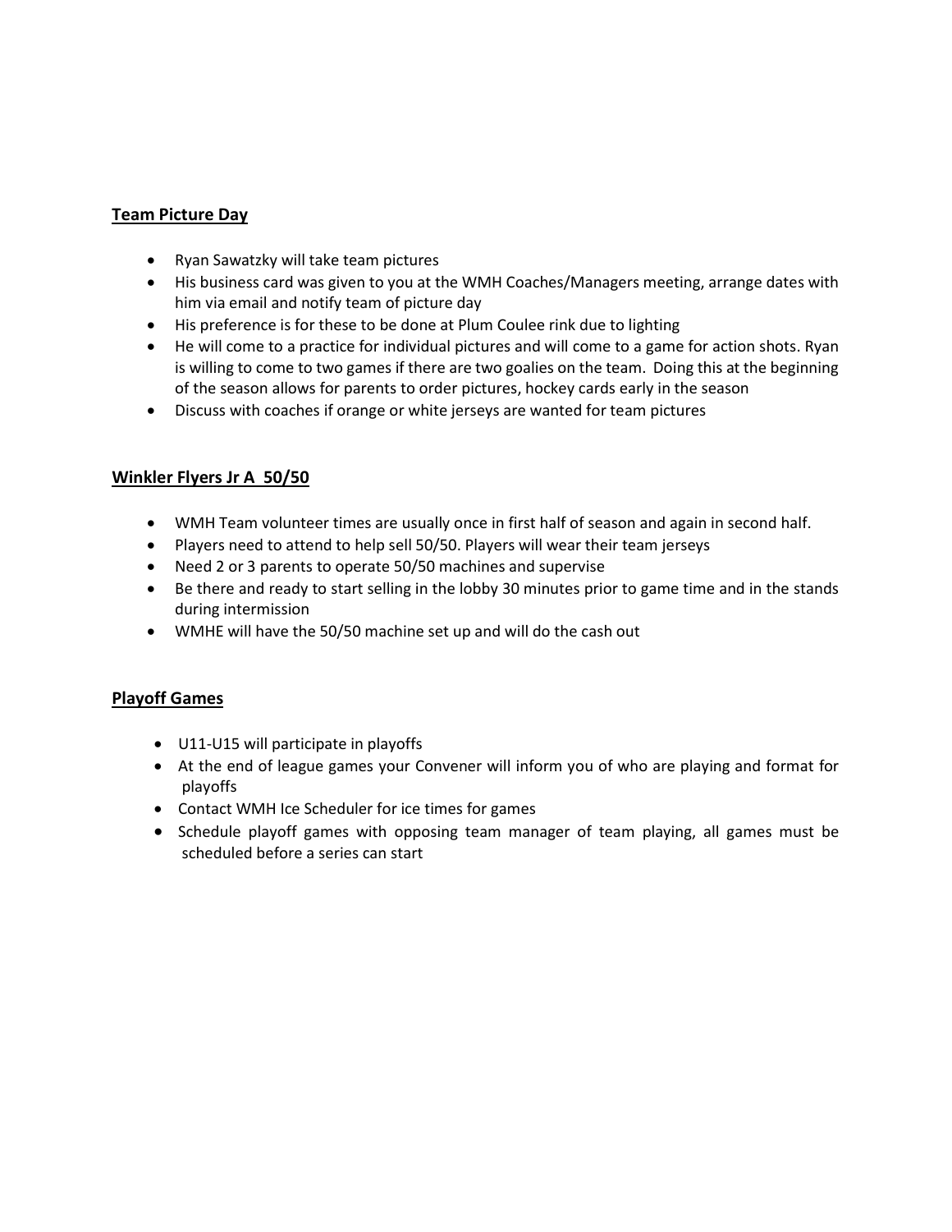## Team Picture Day

- Ryan Sawatzky will take team pictures
- His business card was given to you at the WMH Coaches/Managers meeting, arrange dates with him via email and notify team of picture day
- His preference is for these to be done at Plum Coulee rink due to lighting
- He will come to a practice for individual pictures and will come to a game for action shots. Ryan is willing to come to two games if there are two goalies on the team. Doing this at the beginning of the season allows for parents to order pictures, hockey cards early in the season
- Discuss with coaches if orange or white jerseys are wanted for team pictures

## Winkler Flyers Jr A 50/50

- WMH Team volunteer times are usually once in first half of season and again in second half.
- Players need to attend to help sell 50/50. Players will wear their team jerseys
- Need 2 or 3 parents to operate 50/50 machines and supervise
- Be there and ready to start selling in the lobby 30 minutes prior to game time and in the stands during intermission
- WMHE will have the 50/50 machine set up and will do the cash out

## Playoff Games

- U11-U15 will participate in playoffs
- At the end of league games your Convener will inform you of who are playing and format for playoffs
- Contact WMH Ice Scheduler for ice times for games
- Schedule playoff games with opposing team manager of team playing, all games must be scheduled before a series can start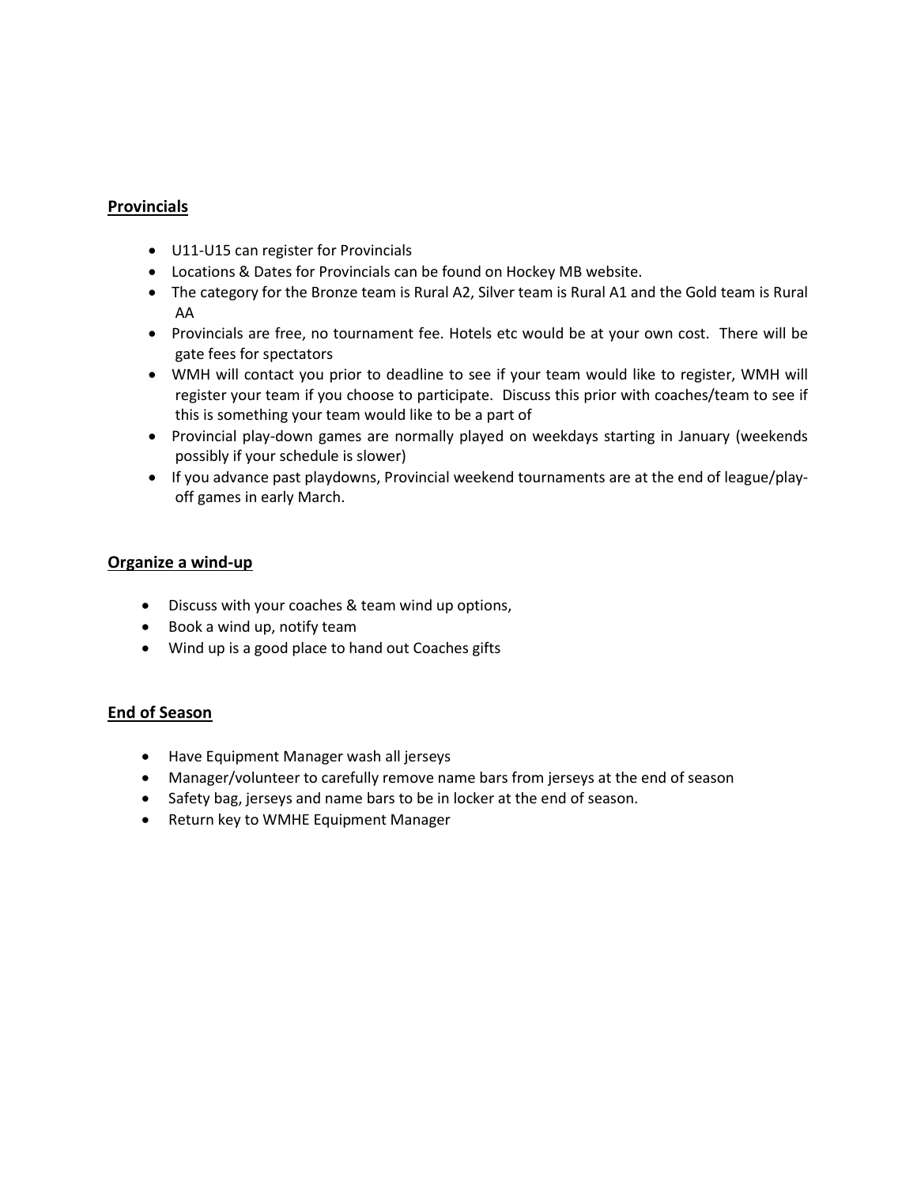## Provincials

- U11-U15 can register for Provincials
- Locations & Dates for Provincials can be found on Hockey MB website.
- The category for the Bronze team is Rural A2, Silver team is Rural A1 and the Gold team is Rural AA
- Provincials are free, no tournament fee. Hotels etc would be at your own cost. There will be gate fees for spectators
- WMH will contact you prior to deadline to see if your team would like to register, WMH will register your team if you choose to participate. Discuss this prior with coaches/team to see if this is something your team would like to be a part of
- Provincial play-down games are normally played on weekdays starting in January (weekends possibly if your schedule is slower)
- If you advance past playdowns, Provincial weekend tournaments are at the end of league/play-off games in early March.

## Organize a wind-up

- Discuss with your coaches & team wind up options,
- Book a wind up, notify team
- Wind up is a good place to hand out Coaches gifts

## End of Season

- Have Equipment Manager wash all jerseys
- Manager/volunteer to carefully remove name bars from jerseys at the end of season
- Safety bag, jerseys and name bars to be in locker at the end of season.
- Return key to WMHE Equipment Manager